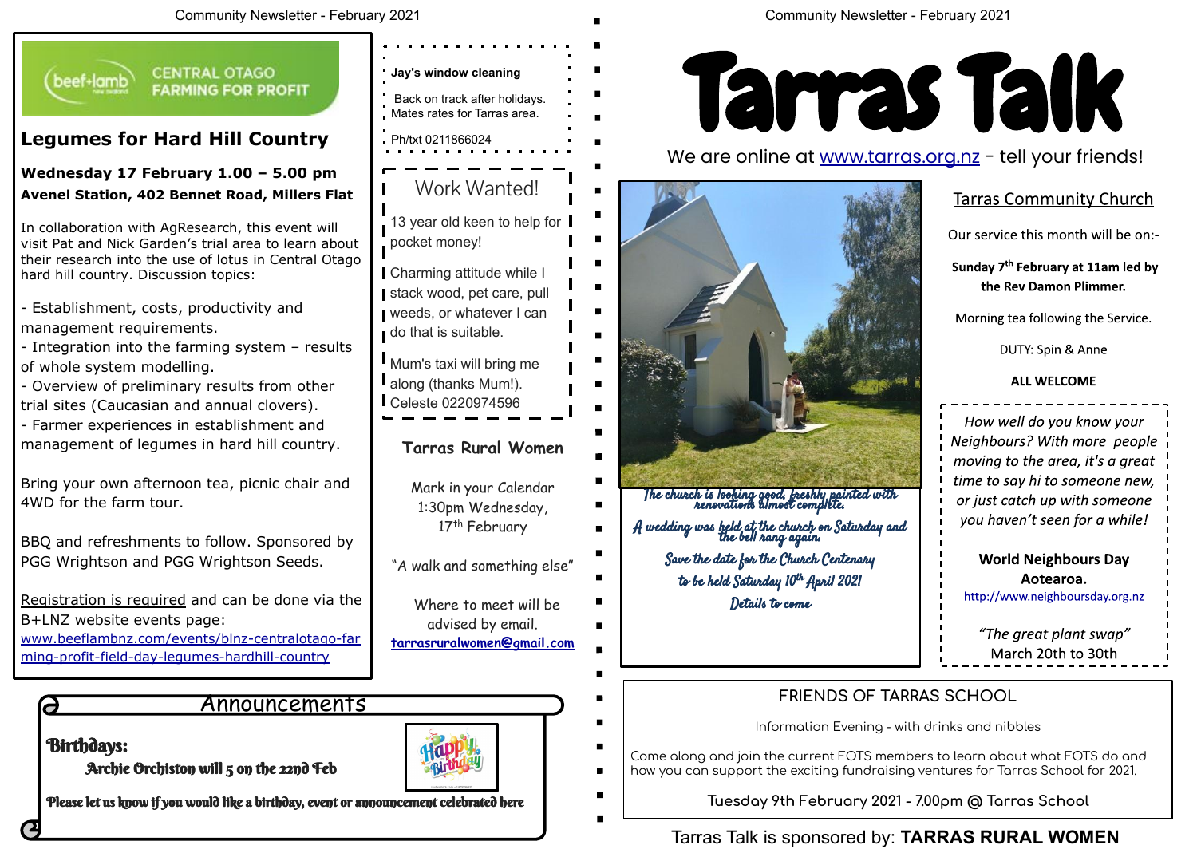**Central Otago Farming for Profit**

## Legumes for Hard Hill Country

**Wednesday 17 February 1.00 – 5.00 pm**
**Avenel Station, 402 Bennet Road, Millers Flat**

In collaboration with AgResearch, this event will visit Pat and Nick Garden's trial area to learn about their research into the use of lotus in Central Otago hard hill country. Discussion topics:

- Establishment, costs, productivity and management requirements.
- Integration into the farming system – results of whole system modelling.
- Overview of preliminary results from other trial sites (Caucasian and annual clovers).
- Farmer experiences in establishment and management of legumes in hard hill country.

Bring your own afternoon tea, picnic chair and 4WD for the farm tour.

BBQ and refreshments to follow. Sponsored by PGG Wrightson and PGG Wrightson Seeds.

Registration is required and can be done via the B+LNZ website events page: www.beeflambnz.com/events/blnz-centralotago-farming-profit-field-day-legumes-hardhill-country

**Jay's window cleaning**

Back on track after holidays.
Mates rates for Tarras area.

Ph/txt 0211866024

## Work Wanted!

13 year old keen to help for pocket money!

Charming attitude while I stack wood, pet care, pull weeds, or whatever I can do that is suitable.

Mum's taxi will bring me along (thanks Mum!).
Celeste 0220974596

## Tarras Rural Women

Mark in your Calendar
1:30pm Wednesday, 17th February

"A walk and something else"

Where to meet will be advised by email.
**tarrasruralwomen@gmail.com**

## Announcements

**Birthdays:**

**Archie Orchiston will 5 on the 22nd Feb**

**Please let us know if you would like a birthday, event or announcement celebrated here**

# Tarras Talk

We are online at www.tarras.org.nz - tell your friends!

*The church is looking good, freshly painted with renovations almost complete.*

*A wedding was held at the church on Saturday and the bell rang again.*

*Save the date for the Church Centenary to be held Saturday 10th April 2021*

*Details to come*

## Tarras Community Church

Our service this month will be on:-

**Sunday 7th February at 11am led by the Rev Damon Plimmer.**

Morning tea following the Service.

DUTY: Spin & Anne

**ALL WELCOME**

*How well do you know your Neighbours? With more people moving to the area, it's a great time to say hi to someone new, or just catch up with someone you haven't seen for a while!*

**World Neighbours Day Aotearoa.**
http://www.neighboursday.org.nz

*"The great plant swap"*
March 20th to 30th

## FRIENDS OF TARRAS SCHOOL

Information Evening - with drinks and nibbles

Come along and join the current FOTS members to learn about what FOTS do and how you can support the exciting fundraising ventures for Tarras School for 2021.

Tuesday 9th February 2021 - 7.00pm @ Tarras School

Tarras Talk is sponsored by: **TARRAS RURAL WOMEN**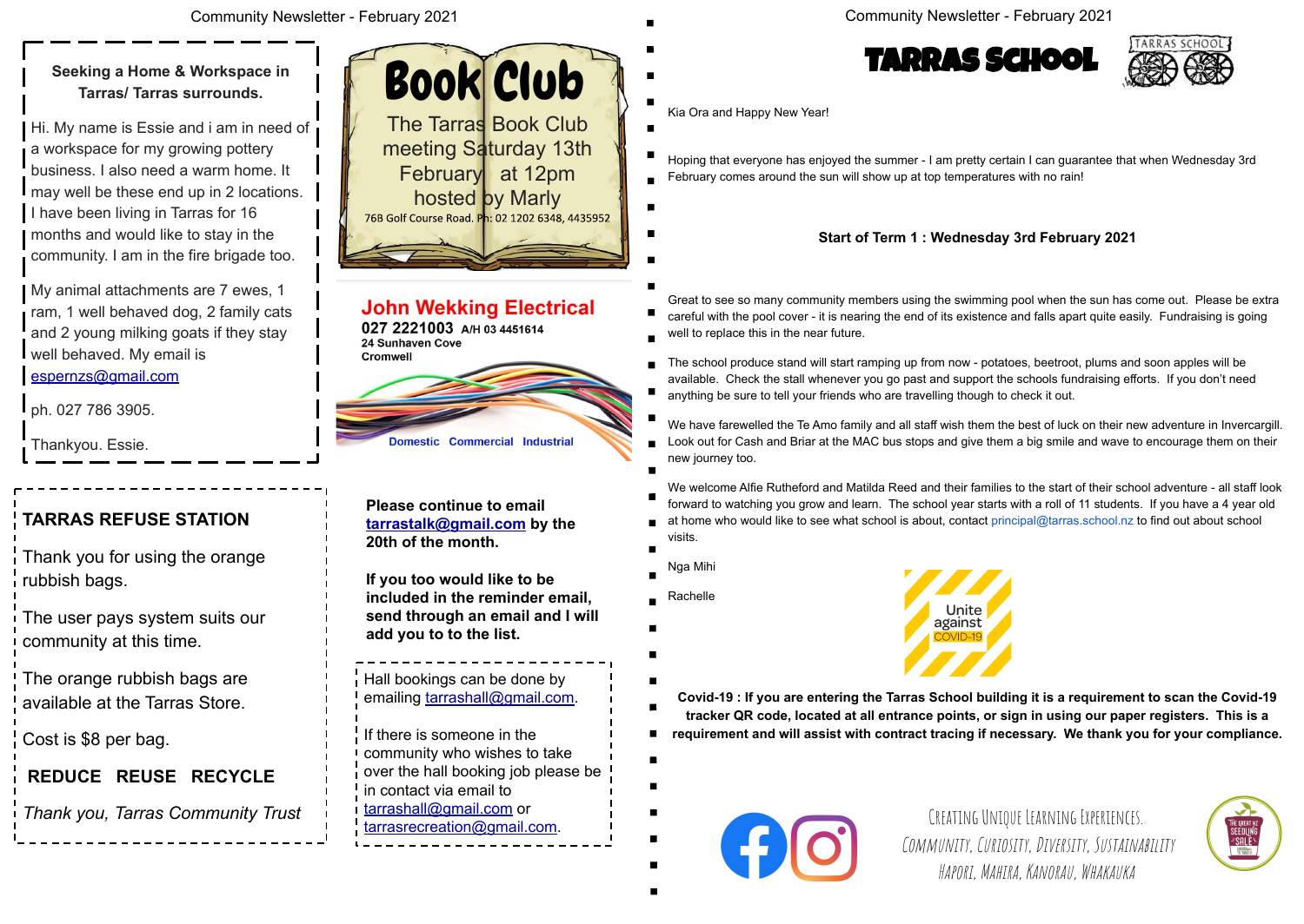**Seeking a Home & Workspace in Tarras/ Tarras surrounds.**

Hi. My name is Essie and i am in need of a workspace for my growing pottery business. I also need a warm home. It may well be these end up in 2 locations. I have been living in Tarras for 16 months and would like to stay in the community. I am in the fire brigade too.

My animal attachments are 7 ewes, 1 ram, 1 well behaved dog, 2 family cats and 2 young milking goats if they stay well behaved. My email is espernzs@gmail.com

ph. 027 786 3905.

Thankyou. Essie.

# Book Club

The Tarras Book Club meeting Saturday 13th February at 12pm hosted by Marly

76B Golf Course Road. Ph: 02 1202 6348, 4435952

## John Wekking Electrical

**027 2221003** A/H 03 4451614
**24 Sunhaven Cove**
**Cromwell**

Domestic Commercial Industrial

## TARRAS REFUSE STATION

Thank you for using the orange rubbish bags.

The user pays system suits our community at this time.

The orange rubbish bags are available at the Tarras Store.

Cost is $8 per bag.

**REDUCE REUSE RECYCLE**

*Thank you, Tarras Community Trust*

**Please continue to email tarrastalk@gmail.com by the 20th of the month.**

**If you too would like to be included in the reminder email, send through an email and I will add you to to the list.**

Hall bookings can be done by emailing tarrashall@gmail.com.

If there is someone in the community who wishes to take over the hall booking job please be in contact via email to tarrashall@gmail.com or tarrasrecreation@gmail.com.

# TARRAS SCHOOL

Kia Ora and Happy New Year!

Hoping that everyone has enjoyed the summer - I am pretty certain I can guarantee that when Wednesday 3rd February comes around the sun will show up at top temperatures with no rain!

**Start of Term 1 : Wednesday 3rd February 2021**

Great to see so many community members using the swimming pool when the sun has come out. Please be extra careful with the pool cover - it is nearing the end of its existence and falls apart quite easily. Fundraising is going well to replace this in the near future.

The school produce stand will start ramping up from now - potatoes, beetroot, plums and soon apples will be available. Check the stall whenever you go past and support the schools fundraising efforts. If you don't need anything be sure to tell your friends who are travelling though to check it out.

We have farewelled the Te Amo family and all staff wish them the best of luck on their new adventure in Invercargill. Look out for Cash and Briar at the MAC bus stops and give them a big smile and wave to encourage them on their new journey too.

We welcome Alfie Rutheford and Matilda Reed and their families to the start of their school adventure - all staff look forward to watching you grow and learn. The school year starts with a roll of 11 students. If you have a 4 year old at home who would like to see what school is about, contact principal@tarras.school.nz to find out about school visits.

Nga Mihi

Rachelle

Unite against COVID-19

**Covid-19 : If you are entering the Tarras School building it is a requirement to scan the Covid-19 tracker QR code, located at all entrance points, or sign in using our paper registers. This is a requirement and will assist with contract tracing if necessary. We thank you for your compliance.**

Creating Unique Learning Experiences.
Community, Curiosity, Diversity, Sustainability
Hapori, Mahira, Kanorau, Whakauka